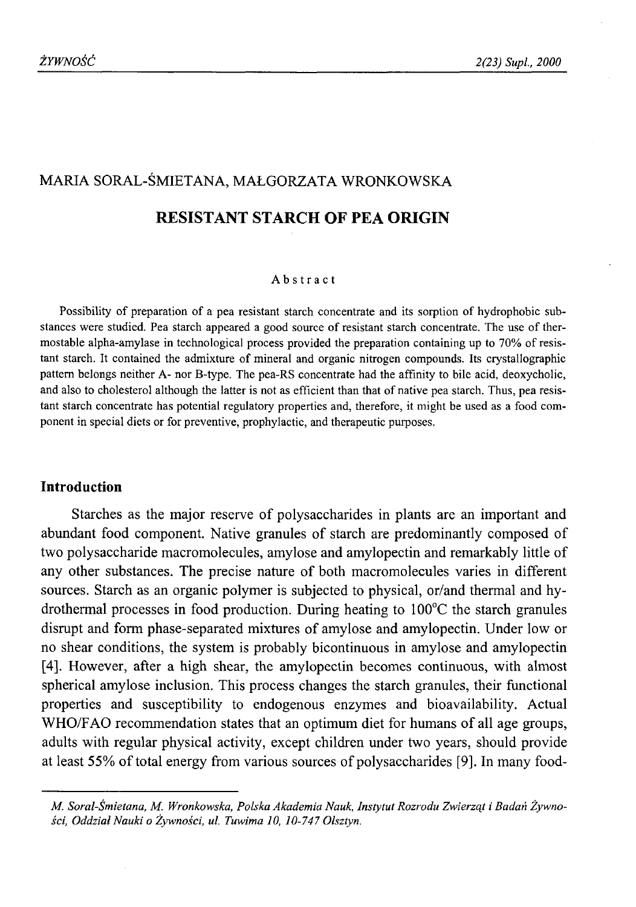MARIA SORAL-ŚMIETANA, MAŁGORZATA WRONKOWSKA

# RESISTANT STARCH OF PEA ORIGIN

## Abstract

Possibility of preparation of a pea resistant starch concentrate and its sorption of hydrophobic substances were studied. Pea starch appeared a good source of resistant starch concentrate. The use of thermostable alpha-amylase in technological process provided the preparation containing up to 70% of resistant starch. It contained the admixture of mineral and organic nitrogen compounds. Its crystallographic pattern belongs neither A- nor B-type. The pea-RS concentrate had the affinity to bile acid, deoxycholic, and also to cholesterol although the latter is not as efficient than that of native pea starch. Thus, pea resistant starch concentrate has potential regulatory properties and, therefore, it might be used as a food component in special diets or for preventive, prophylactic, and therapeutic purposes.

## Introduction

Starches as the major reserve of polysaccharides in plants are an important and abundant food component. Native granules of starch are predominantly composed of two polysaccharide macromolecules, amylose and amylopectin and remarkably little of any other substances. The precise nature of both macromolecules varies in different sources. Starch as an organic polymer is subjected to physical, or/and thermal and hydrothermal processes in food production. During heating to 100°C the starch granules disrupt and form phase-separated mixtures of amylose and amylopectin. Under low or no shear conditions, the system is probably bicontinuous in amylose and amylopectin [4]. However, after a high shear, the amylopectin becomes continuous, with almost spherical amylose inclusion. This process changes the starch granules, their functional properties and susceptibility to endogenous enzymes and bioavailability. Actual WHO/FAO recommendation states that an optimum diet for humans of all age groups, adults with regular physical activity, except children under two years, should provide at least 55% of total energy from various sources of polysaccharides [9]. In many food-

---

*M. Soral-Śmietana, M. Wronkowska, Polska Akademia Nauk, Instytut Rozrodu Zwierząt i Badań Żywności, Oddział Nauki o Żywności, ul. Tuwima 10, 10-747 Olsztyn.*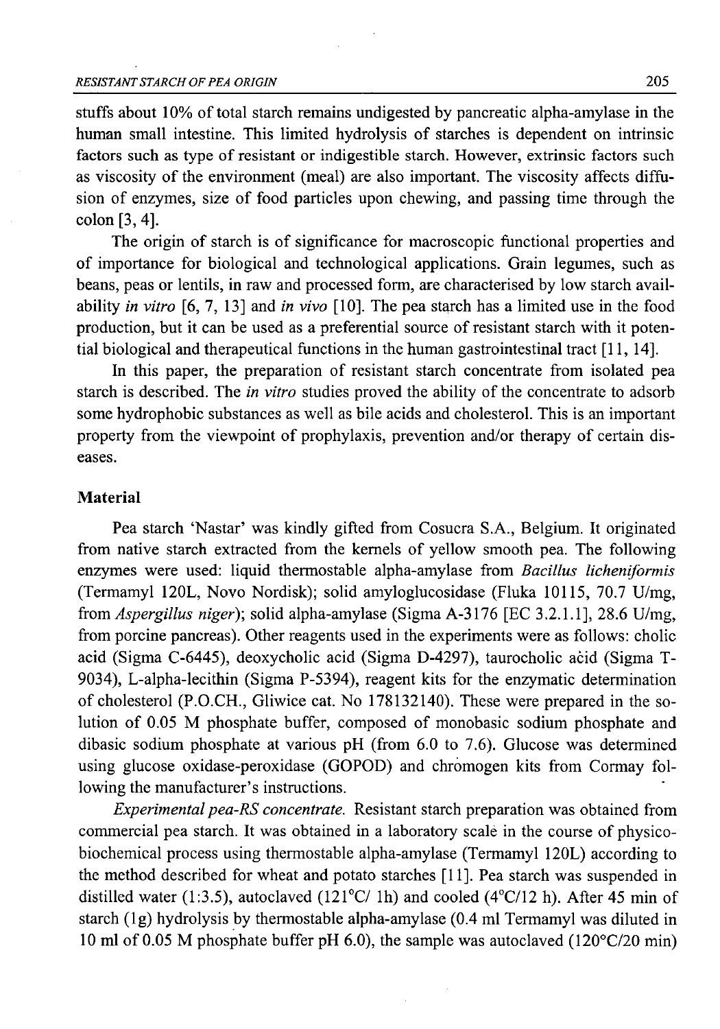stuffs about 10% of total starch remains undigested by pancreatic alpha-amylase in the human small intestine. This limited hydrolysis of starches is dependent on intrinsic factors such as type of resistant or indigestible starch. However, extrinsic factors such as viscosity of the environment (meal) are also important. The viscosity affects diffusion of enzymes, size of food particles upon chewing, and passing time through the colon [3, 4].

The origin of starch is of significance for macroscopic functional properties and of importance for biological and technological applications. Grain legumes, such as beans, peas or lentils, in raw and processed form, are characterised by low starch availability *in vitro* [6, 7, 13] and *in vivo* [10]. The pea starch has a limited use in the food production, but it can be used as a preferential source of resistant starch with it potential biological and therapeutical functions in the human gastrointestinal tract [11, 14].

In this paper, the preparation of resistant starch concentrate from isolated pea starch is described. The *in vitro* studies proved the ability of the concentrate to adsorb some hydrophobic substances as well as bile acids and cholesterol. This is an important property from the viewpoint of prophylaxis, prevention and/or therapy of certain diseases.

## Material

Pea starch 'Nastar' was kindly gifted from Cosucra S.A., Belgium. It originated from native starch extracted from the kernels of yellow smooth pea. The following enzymes were used: liquid thermostable alpha-amylase from *Bacillus licheniformis* (Termamyl 120L, Novo Nordisk); solid amyloglucosidase (Fluka 10115, 70.7 U/mg, from *Aspergillus niger*); solid alpha-amylase (Sigma A-3176 [EC 3.2.1.1], 28.6 U/mg, from porcine pancreas). Other reagents used in the experiments were as follows: cholic acid (Sigma C-6445), deoxycholic acid (Sigma D-4297), taurocholic acid (Sigma T-9034), L-alpha-lecithin (Sigma P-5394), reagent kits for the enzymatic determination of cholesterol (P.O.CH., Gliwice cat. No 178132140). These were prepared in the solution of 0.05 M phosphate buffer, composed of monobasic sodium phosphate and dibasic sodium phosphate at various pH (from 6.0 to 7.6). Glucose was determined using glucose oxidase-peroxidase (GOPOD) and chromogen kits from Cormay following the manufacturer's instructions.

*Experimental pea-RS concentrate.* Resistant starch preparation was obtained from commercial pea starch. It was obtained in a laboratory scale in the course of physico-biochemical process using thermostable alpha-amylase (Termamyl 120L) according to the method described for wheat and potato starches [11]. Pea starch was suspended in distilled water (1:3.5), autoclaved (121°C/ 1h) and cooled (4°C/12 h). After 45 min of starch (1g) hydrolysis by thermostable alpha-amylase (0.4 ml Termamyl was diluted in 10 ml of 0.05 M phosphate buffer pH 6.0), the sample was autoclaved (120°C/20 min)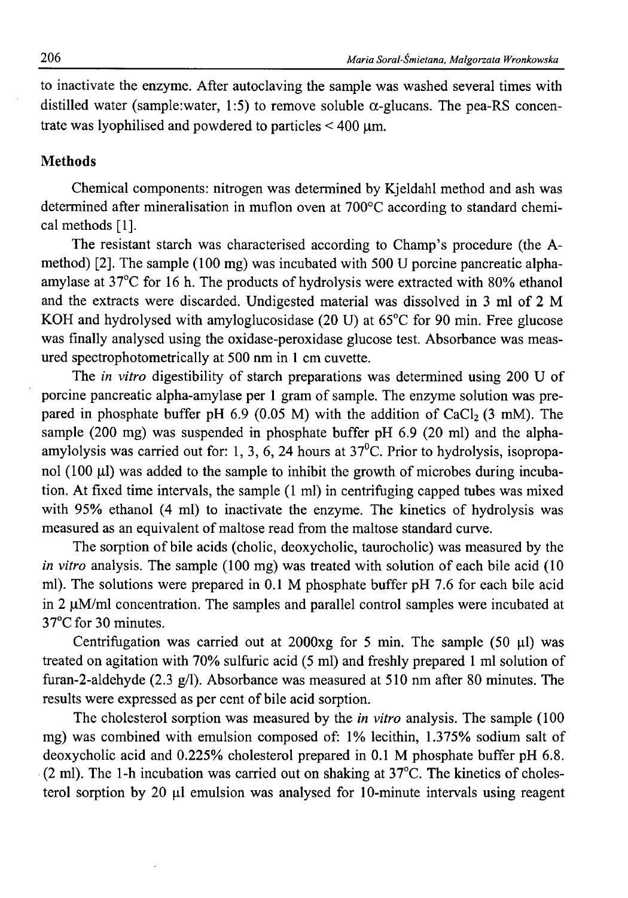to inactivate the enzyme. After autoclaving the sample was washed several times with distilled water (sample:water, 1:5) to remove soluble α-glucans. The pea-RS concentrate was lyophilised and powdered to particles < 400 μm.

## Methods

Chemical components: nitrogen was determined by Kjeldahl method and ash was determined after mineralisation in muflon oven at 700°C according to standard chemical methods [1].

The resistant starch was characterised according to Champ's procedure (the A-method) [2]. The sample (100 mg) was incubated with 500 U porcine pancreatic alpha-amylase at 37°C for 16 h. The products of hydrolysis were extracted with 80% ethanol and the extracts were discarded. Undigested material was dissolved in 3 ml of 2 M KOH and hydrolysed with amyloglucosidase (20 U) at 65°C for 90 min. Free glucose was finally analysed using the oxidase-peroxidase glucose test. Absorbance was measured spectrophotometrically at 500 nm in 1 cm cuvette.

The *in vitro* digestibility of starch preparations was determined using 200 U of porcine pancreatic alpha-amylase per 1 gram of sample. The enzyme solution was prepared in phosphate buffer pH 6.9 (0.05 M) with the addition of $CaCl_2$ (3 mM). The sample (200 mg) was suspended in phosphate buffer pH 6.9 (20 ml) and the alpha-amylolysis was carried out for: 1, 3, 6, 24 hours at 37°C. Prior to hydrolysis, isopropanol (100 μl) was added to the sample to inhibit the growth of microbes during incubation. At fixed time intervals, the sample (1 ml) in centrifuging capped tubes was mixed with 95% ethanol (4 ml) to inactivate the enzyme. The kinetics of hydrolysis was measured as an equivalent of maltose read from the maltose standard curve.

The sorption of bile acids (cholic, deoxycholic, taurocholic) was measured by the *in vitro* analysis. The sample (100 mg) was treated with solution of each bile acid (10 ml). The solutions were prepared in 0.1 M phosphate buffer pH 7.6 for each bile acid in 2 μM/ml concentration. The samples and parallel control samples were incubated at 37°C for 30 minutes.

Centrifugation was carried out at 2000xg for 5 min. The sample (50 μl) was treated on agitation with 70% sulfuric acid (5 ml) and freshly prepared 1 ml solution of furan-2-aldehyde (2.3 g/l). Absorbance was measured at 510 nm after 80 minutes. The results were expressed as per cent of bile acid sorption.

The cholesterol sorption was measured by the *in vitro* analysis. The sample (100 mg) was combined with emulsion composed of: 1% lecithin, 1.375% sodium salt of deoxycholic acid and 0.225% cholesterol prepared in 0.1 M phosphate buffer pH 6.8. (2 ml). The 1-h incubation was carried out on shaking at 37°C. The kinetics of cholesterol sorption by 20 μl emulsion was analysed for 10-minute intervals using reagent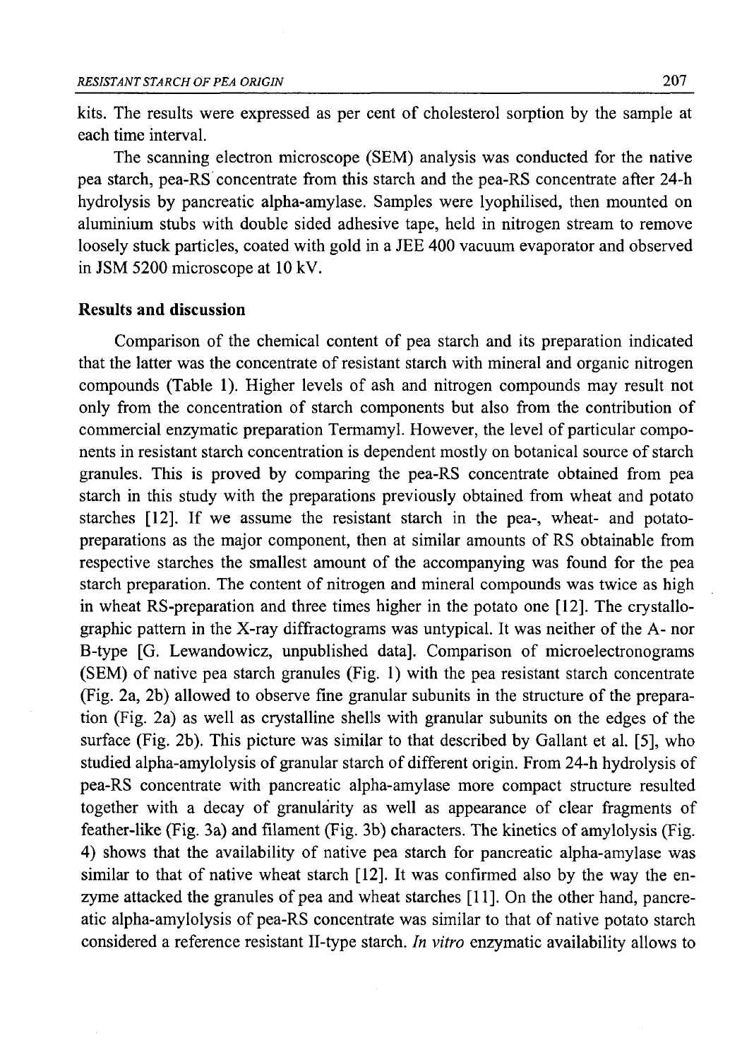kits. The results were expressed as per cent of cholesterol sorption by the sample at each time interval.

The scanning electron microscope (SEM) analysis was conducted for the native pea starch, pea-RS concentrate from this starch and the pea-RS concentrate after 24-h hydrolysis by pancreatic alpha-amylase. Samples were lyophilised, then mounted on aluminium stubs with double sided adhesive tape, held in nitrogen stream to remove loosely stuck particles, coated with gold in a JEE 400 vacuum evaporator and observed in JSM 5200 microscope at 10 kV.

## Results and discussion

Comparison of the chemical content of pea starch and its preparation indicated that the latter was the concentrate of resistant starch with mineral and organic nitrogen compounds (Table 1). Higher levels of ash and nitrogen compounds may result not only from the concentration of starch components but also from the contribution of commercial enzymatic preparation Termamyl. However, the level of particular components in resistant starch concentration is dependent mostly on botanical source of starch granules. This is proved by comparing the pea-RS concentrate obtained from pea starch in this study with the preparations previously obtained from wheat and potato starches [12]. If we assume the resistant starch in the pea-, wheat- and potato-preparations as the major component, then at similar amounts of RS obtainable from respective starches the smallest amount of the accompanying was found for the pea starch preparation. The content of nitrogen and mineral compounds was twice as high in wheat RS-preparation and three times higher in the potato one [12]. The crystallographic pattern in the X-ray diffractograms was untypical. It was neither of the A- nor B-type [G. Lewandowicz, unpublished data]. Comparison of microelectronograms (SEM) of native pea starch granules (Fig. 1) with the pea resistant starch concentrate (Fig. 2a, 2b) allowed to observe fine granular subunits in the structure of the preparation (Fig. 2a) as well as crystalline shells with granular subunits on the edges of the surface (Fig. 2b). This picture was similar to that described by Gallant et al. [5], who studied alpha-amylolysis of granular starch of different origin. From 24-h hydrolysis of pea-RS concentrate with pancreatic alpha-amylase more compact structure resulted together with a decay of granularity as well as appearance of clear fragments of feather-like (Fig. 3a) and filament (Fig. 3b) characters. The kinetics of amylolysis (Fig. 4) shows that the availability of native pea starch for pancreatic alpha-amylase was similar to that of native wheat starch [12]. It was confirmed also by the way the enzyme attacked the granules of pea and wheat starches [11]. On the other hand, pancreatic alpha-amylolysis of pea-RS concentrate was similar to that of native potato starch considered a reference resistant II-type starch. *In vitro* enzymatic availability allows to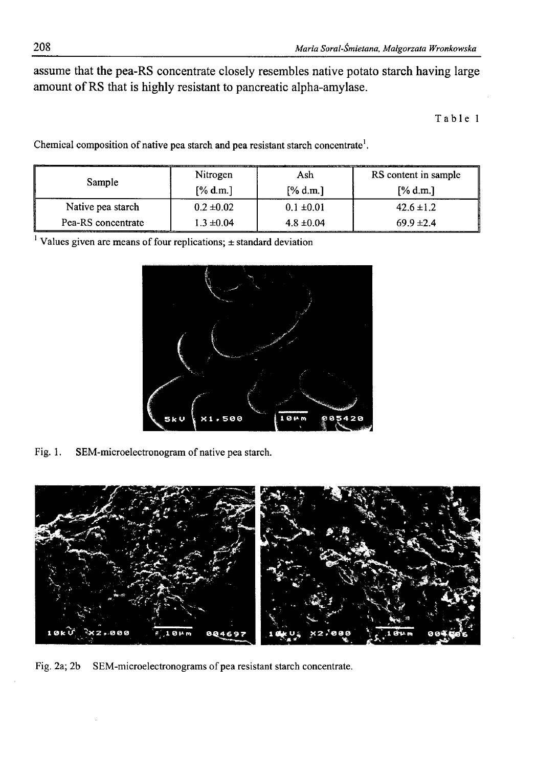assume that the pea-RS concentrate closely resembles native potato starch having large amount of RS that is highly resistant to pancreatic alpha-amylase.

Table 1

Chemical composition of native pea starch and pea resistant starch concentrate[1].

| Sample | Nitrogen [% d.m.] | Ash [% d.m.] | RS content in sample [% d.m.] |
|---|---|---|---|
| Native pea starch | 0.2 ±0.02 | 0.1 ±0.01 | 42.6 ±1.2 |
| Pea-RS concentrate | 1.3 ±0.04 | 4.8 ±0.04 | 69.9 ±2.4 |

[1] Values given are means of four replications; ± standard deviation

Fig. 1. SEM-microelectronogram of native pea starch.

Fig. 2a; 2b SEM-microelectronograms of pea resistant starch concentrate.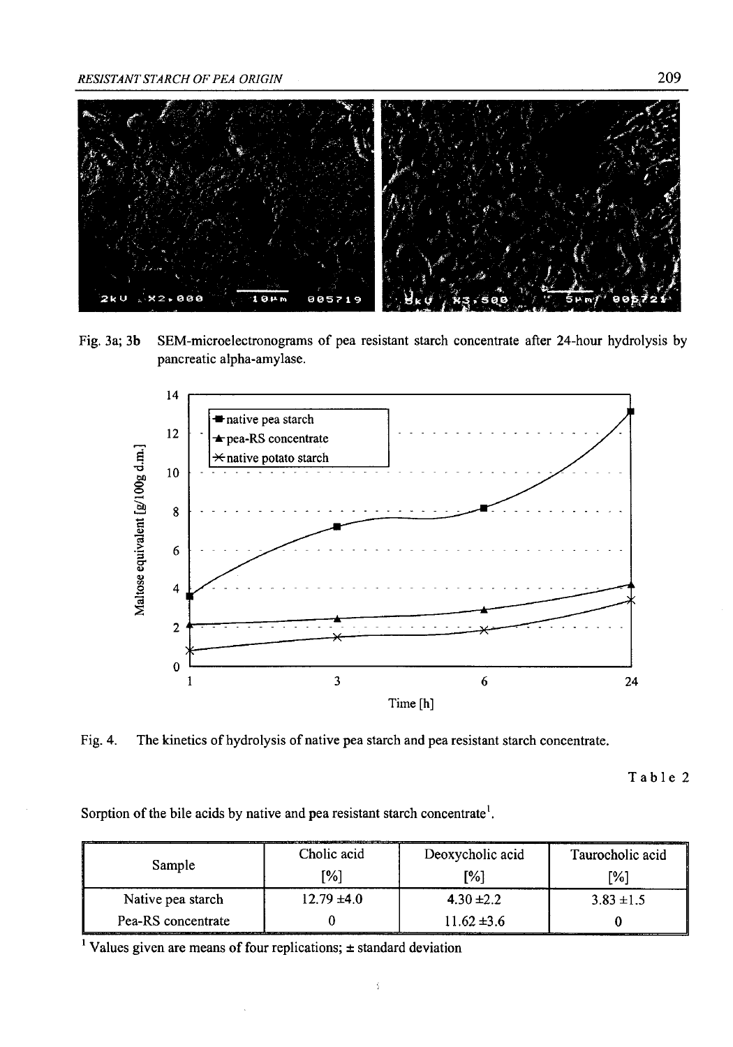Fig. 3a; 3b SEM-microelectronograms of pea resistant starch concentrate after 24-hour hydrolysis by pancreatic alpha-amylase.

Fig. 4. The kinetics of hydrolysis of native pea starch and pea resistant starch concentrate.

Table 2

Sorption of the bile acids by native and pea resistant starch concentrate[1].

| Sample | Cholic acid [%] | Deoxycholic acid [%] | Taurocholic acid [%] |
|---|---|---|---|
| Native pea starch | 12.79 ±4.0 | 4.30 ±2.2 | 3.83 ±1.5 |
| Pea-RS concentrate | 0 | 11.62 ±3.6 | 0 |

[1] Values given are means of four replications; ± standard deviation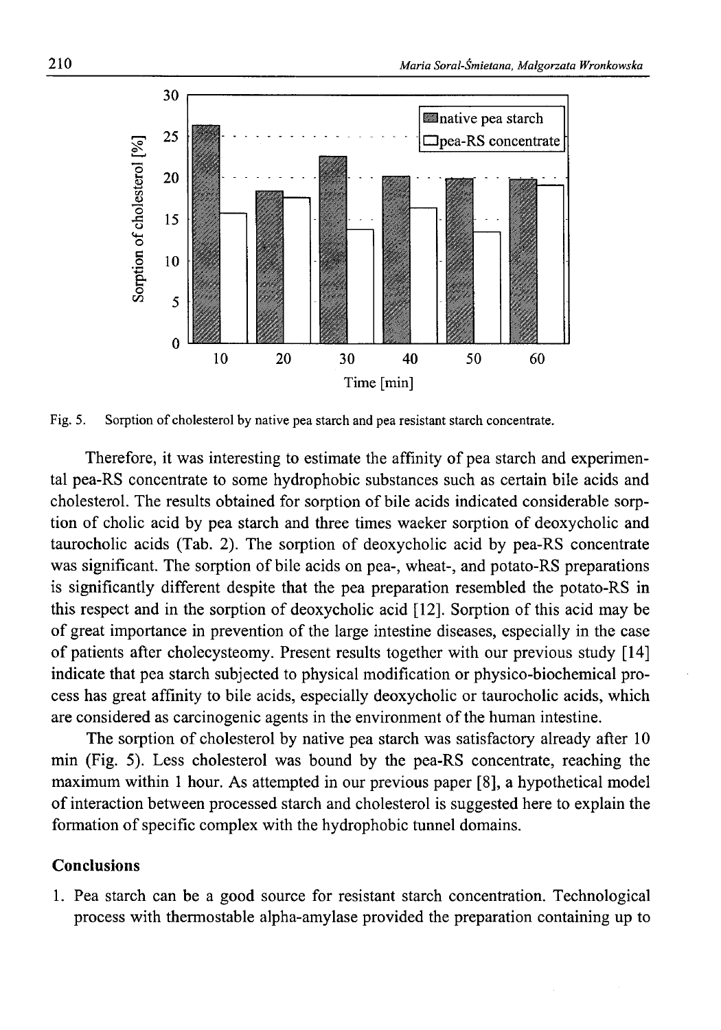Fig. 5. Sorption of cholesterol by native pea starch and pea resistant starch concentrate.

Therefore, it was interesting to estimate the affinity of pea starch and experimental pea-RS concentrate to some hydrophobic substances such as certain bile acids and cholesterol. The results obtained for sorption of bile acids indicated considerable sorption of cholic acid by pea starch and three times waeker sorption of deoxycholic and taurocholic acids (Tab. 2). The sorption of deoxycholic acid by pea-RS concentrate was significant. The sorption of bile acids on pea-, wheat-, and potato-RS preparations is significantly different despite that the pea preparation resembled the potato-RS in this respect and in the sorption of deoxycholic acid [12]. Sorption of this acid may be of great importance in prevention of the large intestine diseases, especially in the case of patients after cholecysteomy. Present results together with our previous study [14] indicate that pea starch subjected to physical modification or physico-biochemical process has great affinity to bile acids, especially deoxycholic or taurocholic acids, which are considered as carcinogenic agents in the environment of the human intestine.

The sorption of cholesterol by native pea starch was satisfactory already after 10 min (Fig. 5). Less cholesterol was bound by the pea-RS concentrate, reaching the maximum within 1 hour. As attempted in our previous paper [8], a hypothetical model of interaction between processed starch and cholesterol is suggested here to explain the formation of specific complex with the hydrophobic tunnel domains.

## Conclusions

1. Pea starch can be a good source for resistant starch concentration. Technological process with thermostable alpha-amylase provided the preparation containing up to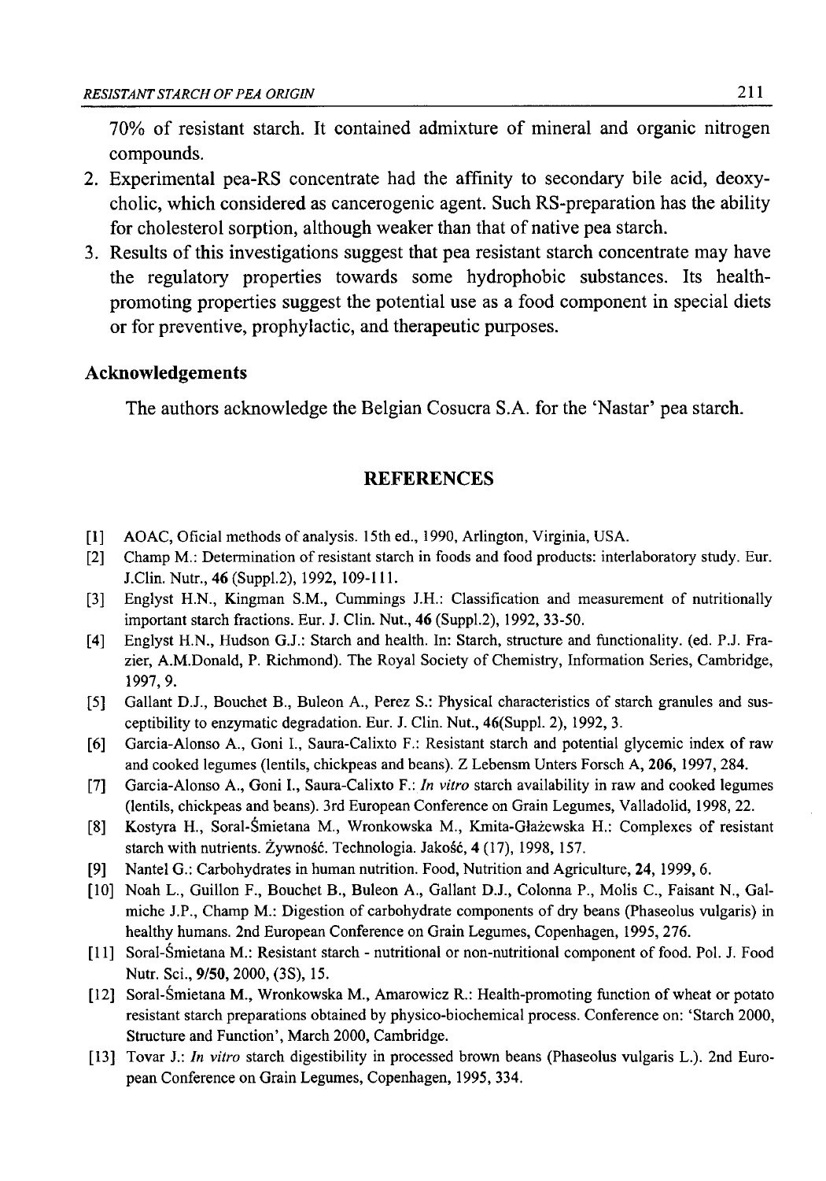70% of resistant starch. It contained admixture of mineral and organic nitrogen compounds.

2. Experimental pea-RS concentrate had the affinity to secondary bile acid, deoxycholic, which considered as cancerogenic agent. Such RS-preparation has the ability for cholesterol sorption, although weaker than that of native pea starch.
3. Results of this investigations suggest that pea resistant starch concentrate may have the regulatory properties towards some hydrophobic substances. Its health-promoting properties suggest the potential use as a food component in special diets or for preventive, prophylactic, and therapeutic purposes.

### Acknowledgements

The authors acknowledge the Belgian Cosucra S.A. for the 'Nastar' pea starch.

## REFERENCES

[1] AOAC, Oficial methods of analysis. 15th ed., 1990, Arlington, Virginia, USA.

[2] Champ M.: Determination of resistant starch in foods and food products: interlaboratory study. Eur. J.Clin. Nutr., **46** (Suppl.2), 1992, 109-111.

[3] Englyst H.N., Kingman S.M., Cummings J.H.: Classification and measurement of nutritionally important starch fractions. Eur. J. Clin. Nut., **46** (Suppl.2), 1992, 33-50.

[4] Englyst H.N., Hudson G.J.: Starch and health. In: Starch, structure and functionality. (ed. P.J. Frazier, A.M.Donald, P. Richmond). The Royal Society of Chemistry, Information Series, Cambridge, 1997, 9.

[5] Gallant D.J., Bouchet B., Buleon A., Perez S.: Physical characteristics of starch granules and susceptibility to enzymatic degradation. Eur. J. Clin. Nut., **46**(Suppl. 2), 1992, 3.

[6] Garcia-Alonso A., Goni I., Saura-Calixto F.: Resistant starch and potential glycemic index of raw and cooked legumes (lentils, chickpeas and beans). Z Lebensm Unters Forsch A, **206**, 1997, 284.

[7] Garcia-Alonso A., Goni I., Saura-Calixto F.: *In vitro* starch availability in raw and cooked legumes (lentils, chickpeas and beans). 3rd European Conference on Grain Legumes, Valladolid, 1998, 22.

[8] Kostyra H., Soral-Śmietana M., Wronkowska M., Kmita-Głażewska H.: Complexes of resistant starch with nutrients. Żywność. Technologia. Jakość, **4** (17), 1998, 157.

[9] Nantel G.: Carbohydrates in human nutrition. Food, Nutrition and Agriculture, **24**, 1999, 6.

[10] Noah L., Guillon F., Bouchet B., Buleon A., Gallant D.J., Colonna P., Molis C., Faisant N., Galmiche J.P., Champ M.: Digestion of carbohydrate components of dry beans (Phaseolus vulgaris) in healthy humans. 2nd European Conference on Grain Legumes, Copenhagen, 1995, 276.

[11] Soral-Śmietana M.: Resistant starch - nutritional or non-nutritional component of food. Pol. J. Food Nutr. Sci., **9/50**, 2000, (3S), 15.

[12] Soral-Śmietana M., Wronkowska M., Amarowicz R.: Health-promoting function of wheat or potato resistant starch preparations obtained by physico-biochemical process. Conference on: 'Starch 2000, Structure and Function', March 2000, Cambridge.

[13] Tovar J.: *In vitro* starch digestibility in processed brown beans (Phaseolus vulgaris L.). 2nd European Conference on Grain Legumes, Copenhagen, 1995, 334.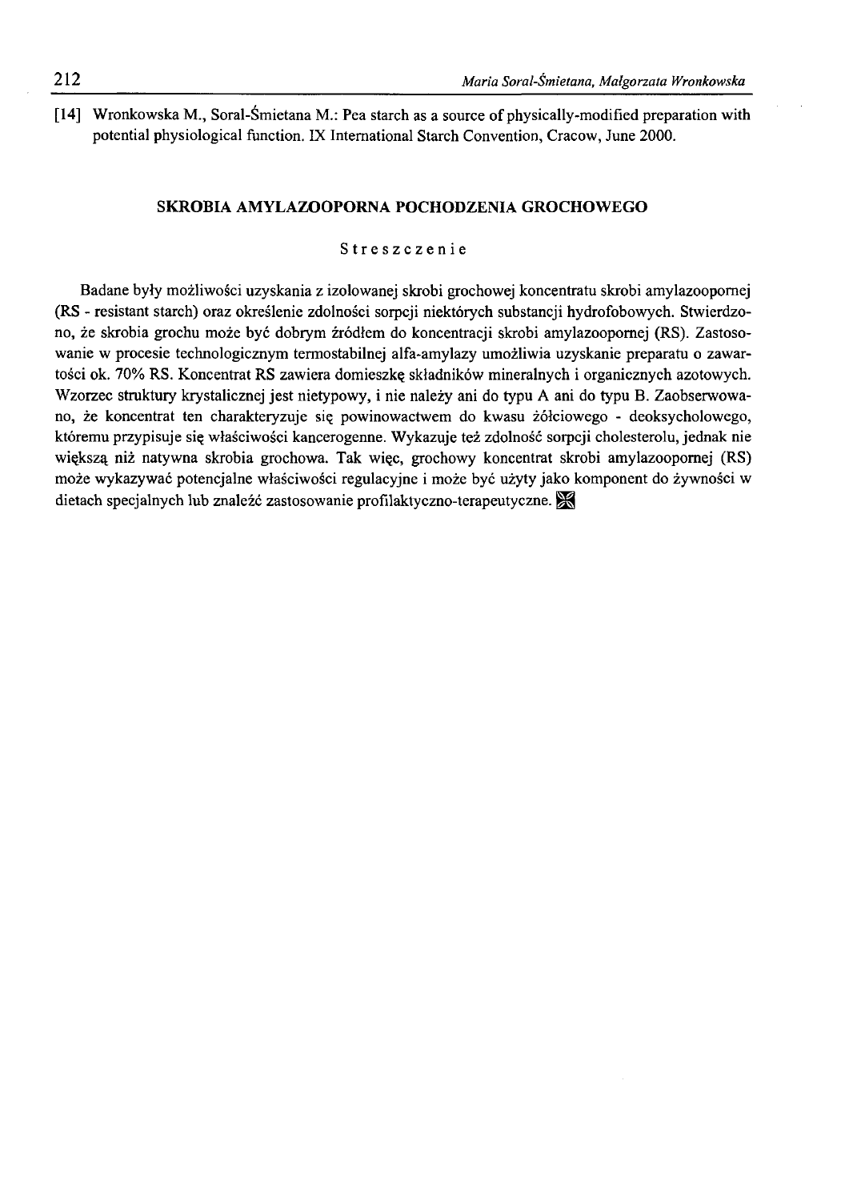[14] Wronkowska M., Soral-Śmietana M.: Pea starch as a source of physically-modified preparation with potential physiological function. IX International Starch Convention, Cracow, June 2000.

## SKROBIA AMYLAZOOPORNA POCHODZENIA GROCHOWEGO

### Streszczenie

Badane były możliwości uzyskania z izolowanej skrobi grochowej koncentratu skrobi amylazoopornej (RS - resistant starch) oraz określenie zdolności sorpcji niektórych substancji hydrofobowych. Stwierdzono, że skrobia grochu może być dobrym źródłem do koncentracji skrobi amylazoopornej (RS). Zastosowanie w procesie technologicznym termostabilnej alfa-amylazy umożliwia uzyskanie preparatu o zawartości ok. 70% RS. Koncentrat RS zawiera domieszkę składników mineralnych i organicznych azotowych. Wzorzec struktury krystalicznej jest nietypowy, i nie należy ani do typu A ani do typu B. Zaobserwowano, że koncentrat ten charakteryzuje się powinowactwem do kwasu żółciowego - deoksycholowego, któremu przypisuje się właściwości kancerogenne. Wykazuje też zdolność sorpcji cholesterolu, jednak nie większą niż natywna skrobia grochowa. Tak więc, grochowy koncentrat skrobi amylazoopornej (RS) może wykazywać potencjalne właściwości regulacyjne i może być użyty jako komponent do żywności w dietach specjalnych lub znaleźć zastosowanie profilaktyczno-terapeutyczne.